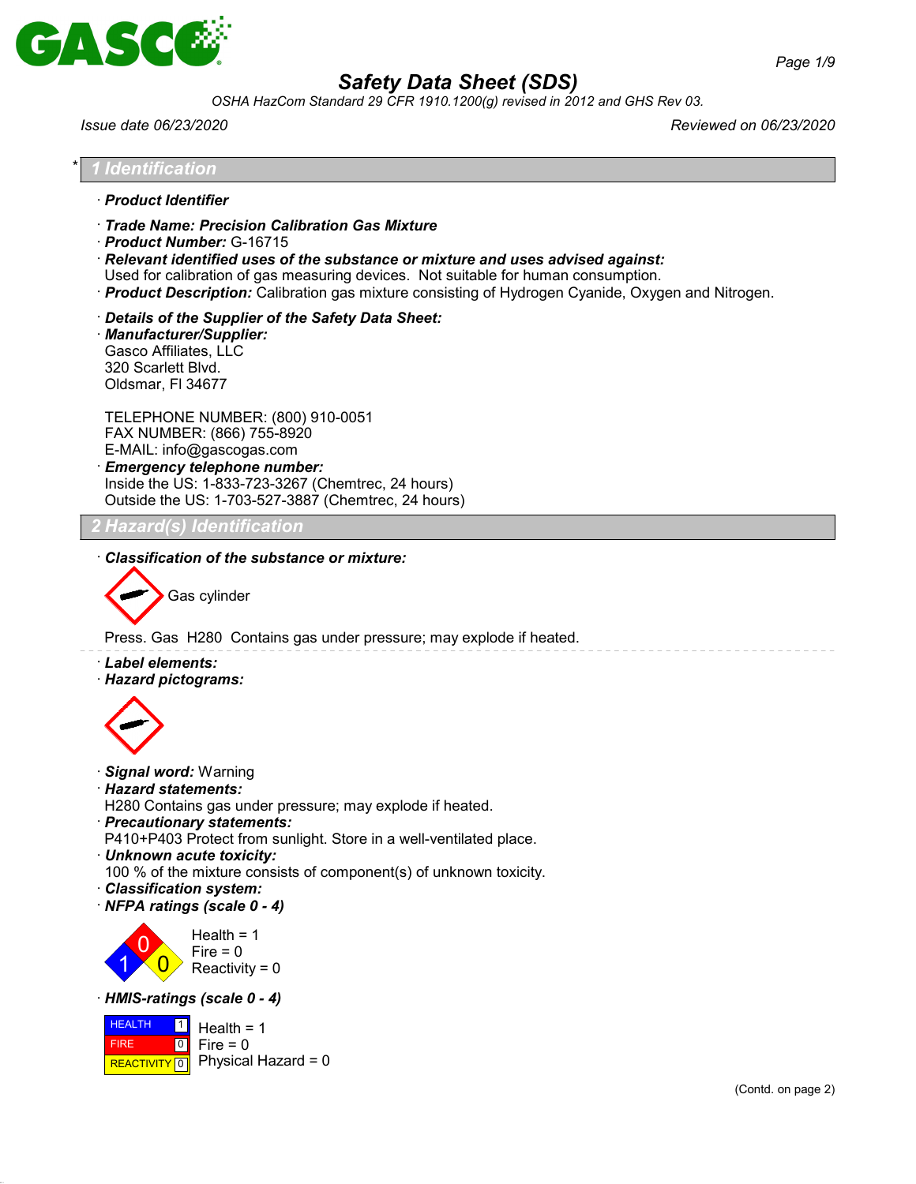# Safety Data Sheet (SDS)

*OSHA HazCom Standard 29 CFR 1910.1200(g) revised in 2012 and GHS Rev 03.*

*Issue date 06/23/2020* *Reviewed on 06/23/2020*

## * 1 Identification

· **Product Identifier**

· **Trade Name: Precision Calibration Gas Mixture**
· **Product Number:** G-16715
· **Relevant identified uses of the substance or mixture and uses advised against:**
Used for calibration of gas measuring devices. Not suitable for human consumption.
· **Product Description:** Calibration gas mixture consisting of Hydrogen Cyanide, Oxygen and Nitrogen.

· **Details of the Supplier of the Safety Data Sheet:**
· **Manufacturer/Supplier:**
Gasco Affiliates, LLC
320 Scarlett Blvd.
Oldsmar, Fl 34677

TELEPHONE NUMBER: (800) 910-0051
FAX NUMBER: (866) 755-8920
E-MAIL: info@gascogas.com
· **Emergency telephone number:**
Inside the US: 1-833-723-3267 (Chemtrec, 24 hours)
Outside the US: 1-703-527-3887 (Chemtrec, 24 hours)

## 2 Hazard(s) Identification

· **Classification of the substance or mixture:**

Gas cylinder

Press. Gas H280 Contains gas under pressure; may explode if heated.

· **Label elements:**
· **Hazard pictograms:**

· **Signal word:** Warning
· **Hazard statements:**
H280 Contains gas under pressure; may explode if heated.
· **Precautionary statements:**
P410+P403 Protect from sunlight. Store in a well-ventilated place.
· **Unknown acute toxicity:**
100 % of the mixture consists of component(s) of unknown toxicity.
· **Classification system:**
· **NFPA ratings (scale 0 - 4)**

Health = 1
Fire = 0
Reactivity = 0

· **HMIS-ratings (scale 0 - 4)**

| | |
|---|---|
| HEALTH | 1 |
| FIRE | 0 |
| REACTIVITY | 0 |

Health = 1
Fire = 0
Physical Hazard = 0

(Contd. on page 2)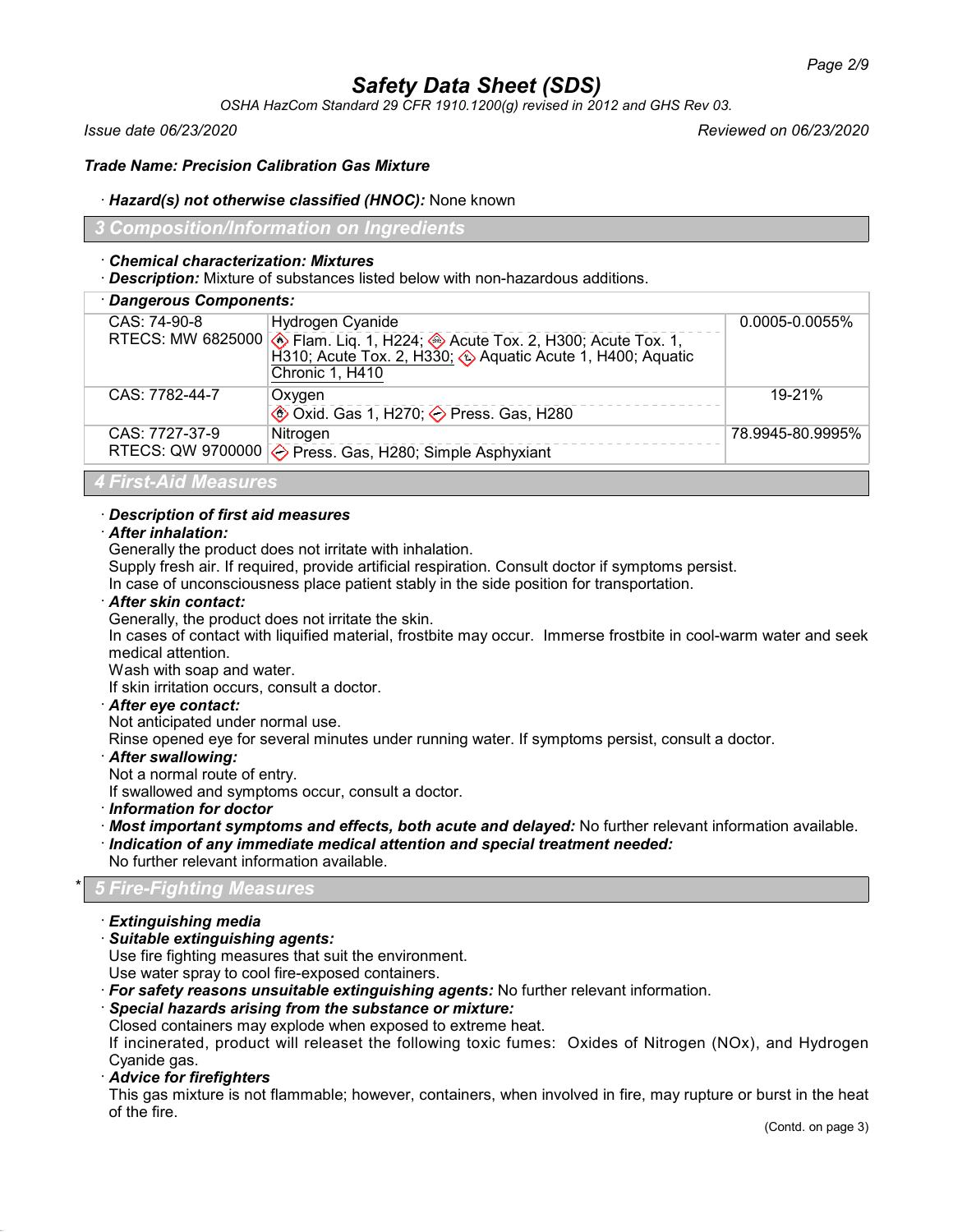**Trade Name: Precision Calibration Gas Mixture**

· **Hazard(s) not otherwise classified (HNOC):** None known

## 3 Composition/Information on Ingredients

· **Chemical characterization: Mixtures**

· **Description:** Mixture of substances listed below with non-hazardous additions.

· **Dangerous Components:**

| | | |
|---|---|---|
| CAS: 74-90-8<br>RTECS: MW 6825000 | Hydrogen Cyanide<br>Flam. Liq. 1, H224; Acute Tox. 2, H300; Acute Tox. 1, H310; Acute Tox. 2, H330; Aquatic Acute 1, H400; Aquatic Chronic 1, H410 | 0.0005-0.0055% |
| CAS: 7782-44-7 | Oxygen<br>Oxid. Gas 1, H270; Press. Gas, H280 | 19-21% |
| CAS: 7727-37-9<br>RTECS: QW 9700000 | Nitrogen<br>Press. Gas, H280; Simple Asphyxiant | 78.9945-80.9995% |

## 4 First-Aid Measures

· **Description of first aid measures**

· **After inhalation:**

Generally the product does not irritate with inhalation.

Supply fresh air. If required, provide artificial respiration. Consult doctor if symptoms persist.

In case of unconsciousness place patient stably in the side position for transportation.

· **After skin contact:**

Generally, the product does not irritate the skin.

In cases of contact with liquified material, frostbite may occur. Immerse frostbite in cool-warm water and seek medical attention.

Wash with soap and water.

If skin irritation occurs, consult a doctor.

· **After eye contact:**

Not anticipated under normal use.

Rinse opened eye for several minutes under running water. If symptoms persist, consult a doctor.

· **After swallowing:**

Not a normal route of entry.

If swallowed and symptoms occur, consult a doctor.

· **Information for doctor**

· **Most important symptoms and effects, both acute and delayed:** No further relevant information available.

· **Indication of any immediate medical attention and special treatment needed:**

No further relevant information available.

## * 5 Fire-Fighting Measures

· **Extinguishing media**

· **Suitable extinguishing agents:**

Use fire fighting measures that suit the environment.

Use water spray to cool fire-exposed containers.

· **For safety reasons unsuitable extinguishing agents:** No further relevant information.

· **Special hazards arising from the substance or mixture:**

Closed containers may explode when exposed to extreme heat.

If incinerated, product will releaset the following toxic fumes: Oxides of Nitrogen (NOx), and Hydrogen Cyanide gas.

· **Advice for firefighters**

This gas mixture is not flammable; however, containers, when involved in fire, may rupture or burst in the heat of the fire.

(Contd. on page 3)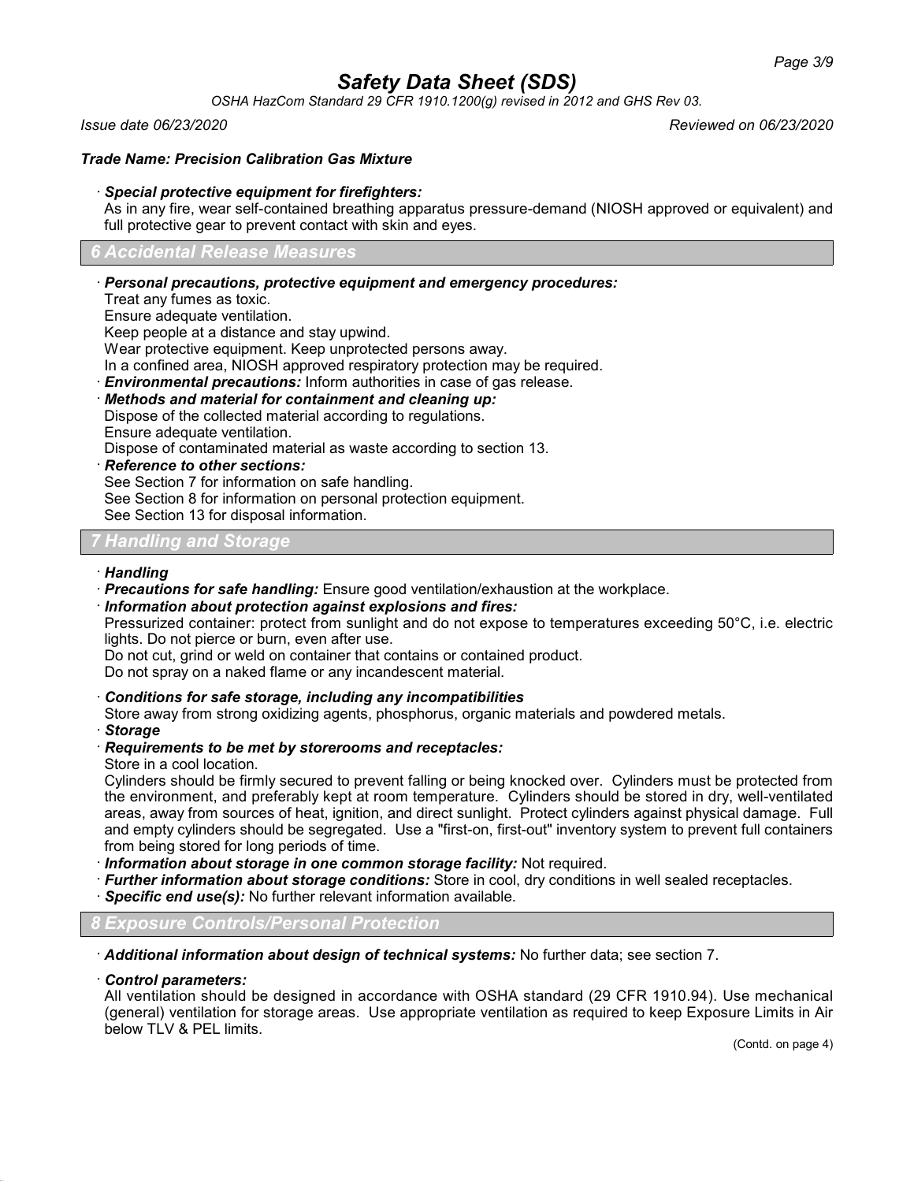· ***Special protective equipment for firefighters:***
As in any fire, wear self-contained breathing apparatus pressure-demand (NIOSH approved or equivalent) and full protective gear to prevent contact with skin and eyes.

## 6 Accidental Release Measures

· ***Personal precautions, protective equipment and emergency procedures:***
Treat any fumes as toxic.
Ensure adequate ventilation.
Keep people at a distance and stay upwind.
Wear protective equipment. Keep unprotected persons away.
In a confined area, NIOSH approved respiratory protection may be required.
· ***Environmental precautions:*** Inform authorities in case of gas release.
· ***Methods and material for containment and cleaning up:***
Dispose of the collected material according to regulations.
Ensure adequate ventilation.
Dispose of contaminated material as waste according to section 13.
· ***Reference to other sections:***
See Section 7 for information on safe handling.
See Section 8 for information on personal protection equipment.
See Section 13 for disposal information.

## 7 Handling and Storage

· ***Handling***
· ***Precautions for safe handling:*** Ensure good ventilation/exhaustion at the workplace.
· ***Information about protection against explosions and fires:***
Pressurized container: protect from sunlight and do not expose to temperatures exceeding 50°C, i.e. electric lights. Do not pierce or burn, even after use.
Do not cut, grind or weld on container that contains or contained product.
Do not spray on a naked flame or any incandescent material.

· ***Conditions for safe storage, including any incompatibilities***
Store away from strong oxidizing agents, phosphorus, organic materials and powdered metals.
· ***Storage***
· ***Requirements to be met by storerooms and receptacles:***
Store in a cool location.
Cylinders should be firmly secured to prevent falling or being knocked over. Cylinders must be protected from the environment, and preferably kept at room temperature. Cylinders should be stored in dry, well-ventilated areas, away from sources of heat, ignition, and direct sunlight. Protect cylinders against physical damage. Full and empty cylinders should be segregated. Use a "first-on, first-out" inventory system to prevent full containers from being stored for long periods of time.
· ***Information about storage in one common storage facility:*** Not required.
· ***Further information about storage conditions:*** Store in cool, dry conditions in well sealed receptacles.
· ***Specific end use(s):*** No further relevant information available.

## 8 Exposure Controls/Personal Protection

· ***Additional information about design of technical systems:*** No further data; see section 7.

· ***Control parameters:***
All ventilation should be designed in accordance with OSHA standard (29 CFR 1910.94). Use mechanical (general) ventilation for storage areas. Use appropriate ventilation as required to keep Exposure Limits in Air below TLV & PEL limits.

(Contd. on page 4)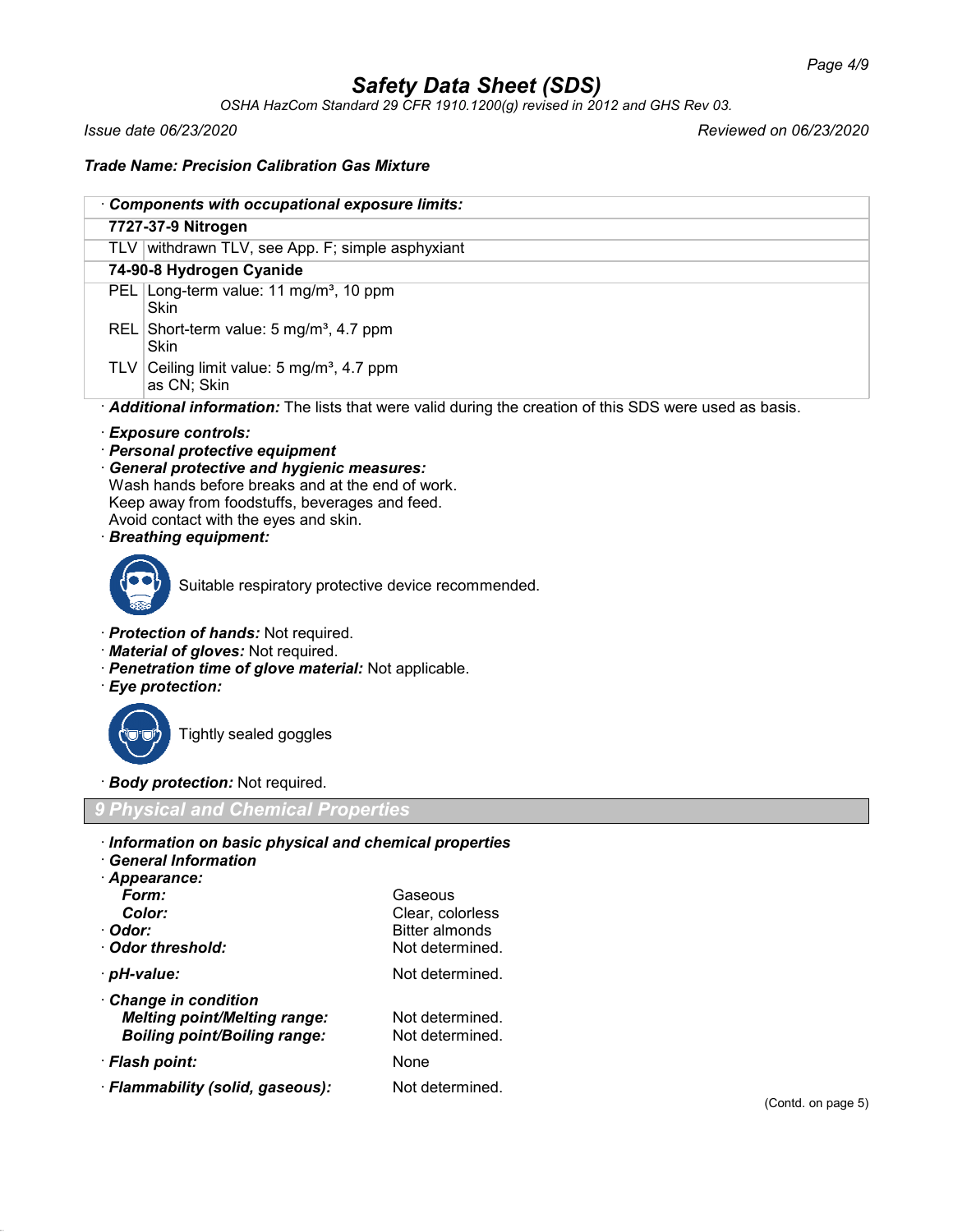# Safety Data Sheet (SDS)

*OSHA HazCom Standard 29 CFR 1910.1200(g) revised in 2012 and GHS Rev 03.*

*Issue date 06/23/2020* *Reviewed on 06/23/2020*

**Trade Name: Precision Calibration Gas Mixture**

| · **Components with occupational exposure limits:** | |
|---|---|
| **7727-37-9 Nitrogen** | |
| TLV | withdrawn TLV, see App. F; simple asphyxiant |
| **74-90-8 Hydrogen Cyanide** | |
| PEL | Long-term value: 11 mg/m³, 10 ppm<br>Skin |
| REL | Short-term value: 5 mg/m³, 4.7 ppm<br>Skin |
| TLV | Ceiling limit value: 5 mg/m³, 4.7 ppm<br>as CN; Skin |

· ***Additional information:*** The lists that were valid during the creation of this SDS were used as basis.

· ***Exposure controls:***
· ***Personal protective equipment***
· ***General protective and hygienic measures:***
Wash hands before breaks and at the end of work.
Keep away from foodstuffs, beverages and feed.
Avoid contact with the eyes and skin.
· ***Breathing equipment:***

Suitable respiratory protective device recommended.

· ***Protection of hands:*** Not required.
· ***Material of gloves:*** Not required.
· ***Penetration time of glove material:*** Not applicable.
· ***Eye protection:***

Tightly sealed goggles

· ***Body protection:*** Not required.

## 9 Physical and Chemical Properties

· ***Information on basic physical and chemical properties***
· ***General Information***
· ***Appearance:***

| | |
|---|---|
| ***Form:*** | Gaseous |
| ***Color:*** | Clear, colorless |
| · ***Odor:*** | Bitter almonds |
| · ***Odor threshold:*** | Not determined. |
| · ***pH-value:*** | Not determined. |
| · ***Change in condition*** | |
| ***Melting point/Melting range:*** | Not determined. |
| ***Boiling point/Boiling range:*** | Not determined. |
| · ***Flash point:*** | None |
| · ***Flammability (solid, gaseous):*** | Not determined. |

(Contd. on page 5)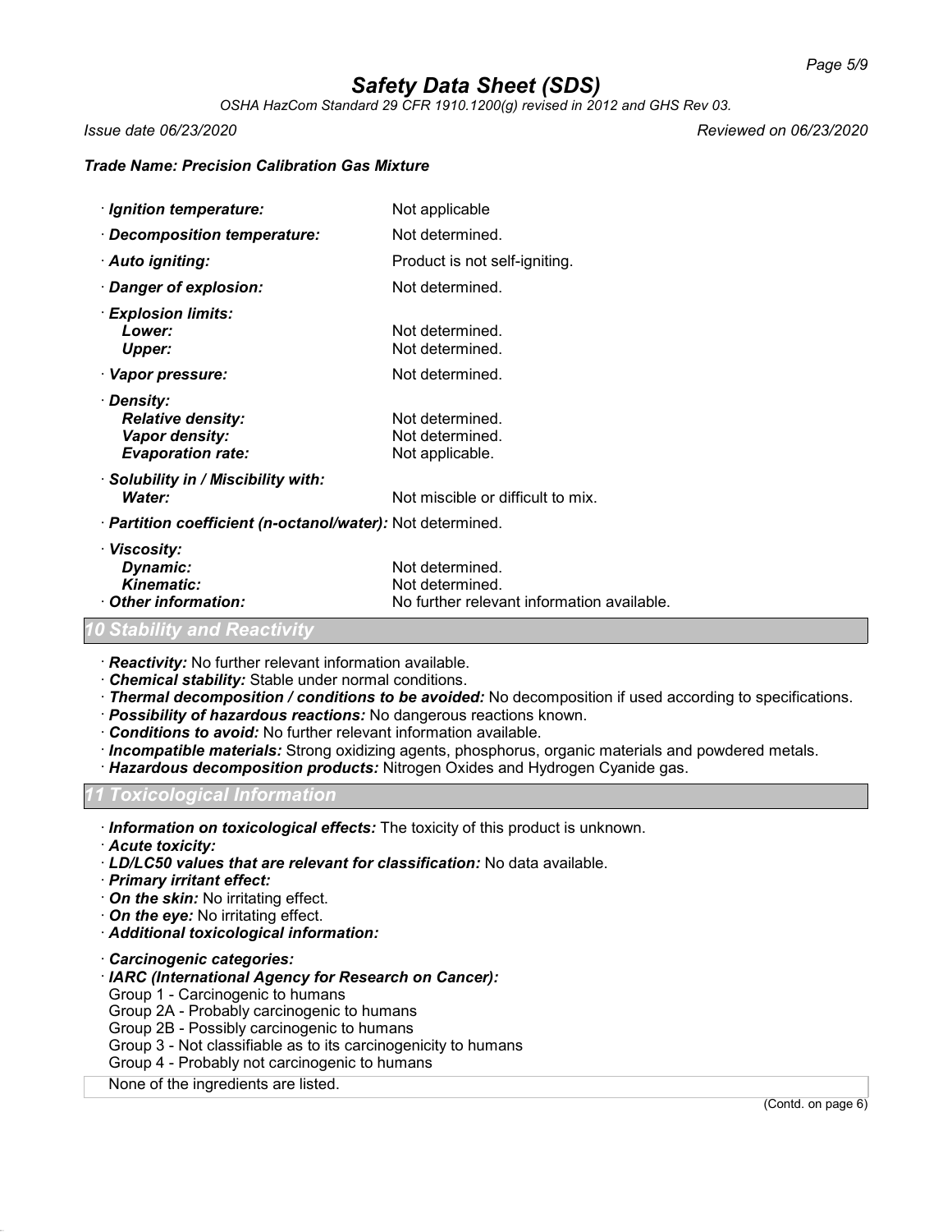**Trade Name: Precision Calibration Gas Mixture**

| | |
|---|---|
| · **Ignition temperature:** | Not applicable |
| · **Decomposition temperature:** | Not determined. |
| · **Auto igniting:** | Product is not self-igniting. |
| · **Danger of explosion:** | Not determined. |
| · **Explosion limits:** | |
| **Lower:** | Not determined. |
| **Upper:** | Not determined. |
| · **Vapor pressure:** | Not determined. |
| · **Density:** | |
| **Relative density:** | Not determined. |
| **Vapor density:** | Not determined. |
| **Evaporation rate:** | Not applicable. |
| · **Solubility in / Miscibility with:** | |
| **Water:** | Not miscible or difficult to mix. |
| · **Partition coefficient (n-octanol/water):** | Not determined. |
| · **Viscosity:** | |
| **Dynamic:** | Not determined. |
| **Kinematic:** | Not determined. |
| · **Other information:** | No further relevant information available. |

## 10 Stability and Reactivity

- **Reactivity:** No further relevant information available.
- **Chemical stability:** Stable under normal conditions.
- **Thermal decomposition / conditions to be avoided:** No decomposition if used according to specifications.
- **Possibility of hazardous reactions:** No dangerous reactions known.
- **Conditions to avoid:** No further relevant information available.
- **Incompatible materials:** Strong oxidizing agents, phosphorus, organic materials and powdered metals.
- **Hazardous decomposition products:** Nitrogen Oxides and Hydrogen Cyanide gas.

## 11 Toxicological Information

- **Information on toxicological effects:** The toxicity of this product is unknown.
- **Acute toxicity:**
- **LD/LC50 values that are relevant for classification:** No data available.
- **Primary irritant effect:**
- **On the skin:** No irritating effect.
- **On the eye:** No irritating effect.
- **Additional toxicological information:**

- **Carcinogenic categories:**
- **IARC (International Agency for Research on Cancer):**

Group 1 - Carcinogenic to humans
Group 2A - Probably carcinogenic to humans
Group 2B - Possibly carcinogenic to humans
Group 3 - Not classifiable as to its carcinogenicity to humans
Group 4 - Probably not carcinogenic to humans

None of the ingredients are listed.

(Contd. on page 6)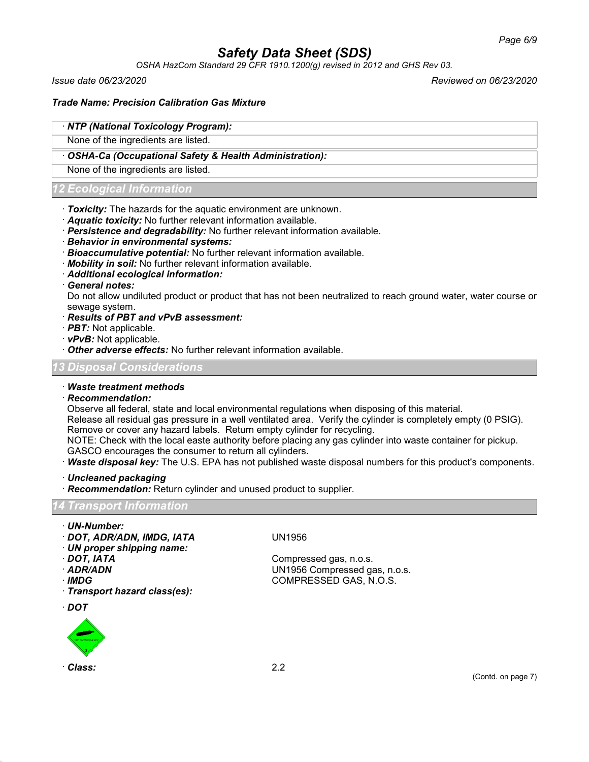· ***NTP (National Toxicology Program):***

None of the ingredients are listed.

· ***OSHA-Ca (Occupational Safety & Health Administration):***

None of the ingredients are listed.

## 12 Ecological Information

· ***Toxicity:*** The hazards for the aquatic environment are unknown.
· ***Aquatic toxicity:*** No further relevant information available.
· ***Persistence and degradability:*** No further relevant information available.
· ***Behavior in environmental systems:***
· ***Bioaccumulative potential:*** No further relevant information available.
· ***Mobility in soil:*** No further relevant information available.
· ***Additional ecological information:***
· ***General notes:***
Do not allow undiluted product or product that has not been neutralized to reach ground water, water course or sewage system.
· ***Results of PBT and vPvB assessment:***
· ***PBT:*** Not applicable.
· ***vPvB:*** Not applicable.
· ***Other adverse effects:*** No further relevant information available.

## 13 Disposal Considerations

· ***Waste treatment methods***
· ***Recommendation:***
Observe all federal, state and local environmental regulations when disposing of this material.
Release all residual gas pressure in a well ventilated area. Verify the cylinder is completely empty (0 PSIG). Remove or cover any hazard labels. Return empty cylinder for recycling.
NOTE: Check with the local easte authority before placing any gas cylinder into waste container for pickup.
GASCO encourages the consumer to return all cylinders.
· ***Waste disposal key:*** The U.S. EPA has not published waste disposal numbers for this product's components.

· ***Uncleaned packaging***
· ***Recommendation:*** Return cylinder and unused product to supplier.

## 14 Transport Information

· ***UN-Number:***
· ***DOT, ADR/ADN, IMDG, IATA*** UN1956
· ***UN proper shipping name:***
· ***DOT, IATA*** Compressed gas, n.o.s.
· ***ADR/ADN*** UN1956 Compressed gas, n.o.s.
· ***IMDG*** COMPRESSED GAS, N.O.S.
· ***Transport hazard class(es):***

· ***DOT***

· ***Class:*** 2.2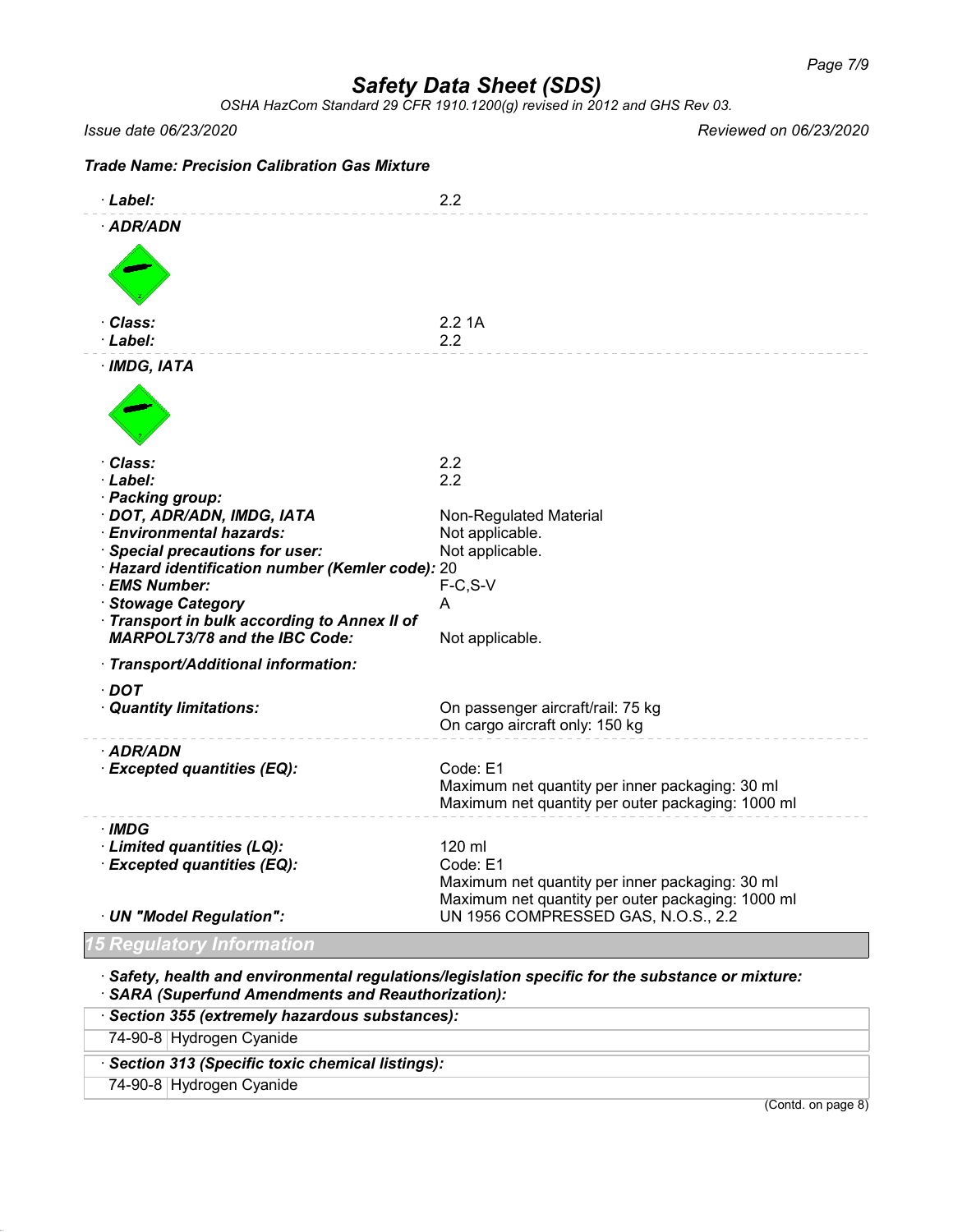· **Label:** 2.2

---

· **ADR/ADN**

· **Class:** 2.2 1A
· **Label:** 2.2

---

· **IMDG, IATA**

· **Class:** 2.2
· **Label:** 2.2
· **Packing group:**
· **DOT, ADR/ADN, IMDG, IATA** Non-Regulated Material
· **Environmental hazards:** Not applicable.
· **Special precautions for user:** Not applicable.
· **Hazard identification number (Kemler code):** 20
· **EMS Number:** F-C,S-V
· **Stowage Category** A
· **Transport in bulk according to Annex II of MARPOL73/78 and the IBC Code:** Not applicable.

· **Transport/Additional information:**

· **DOT**
· **Quantity limitations:** On passenger aircraft/rail: 75 kg
On cargo aircraft only: 150 kg

---

· **ADR/ADN**
· **Excepted quantities (EQ):** Code: E1
Maximum net quantity per inner packaging: 30 ml
Maximum net quantity per outer packaging: 1000 ml

---

· **IMDG**
· **Limited quantities (LQ):** 120 ml
· **Excepted quantities (EQ):** Code: E1
Maximum net quantity per inner packaging: 30 ml
Maximum net quantity per outer packaging: 1000 ml
· **UN "Model Regulation":** UN 1956 COMPRESSED GAS, N.O.S., 2.2

## 15 Regulatory Information

· **Safety, health and environmental regulations/legislation specific for the substance or mixture:**
· **SARA (Superfund Amendments and Reauthorization):**

| · **Section 355 (extremely hazardous substances):** | |
|---|---|
| 74-90-8 | Hydrogen Cyanide |

| · **Section 313 (Specific toxic chemical listings):** | |
|---|---|
| 74-90-8 | Hydrogen Cyanide |

(Contd. on page 8)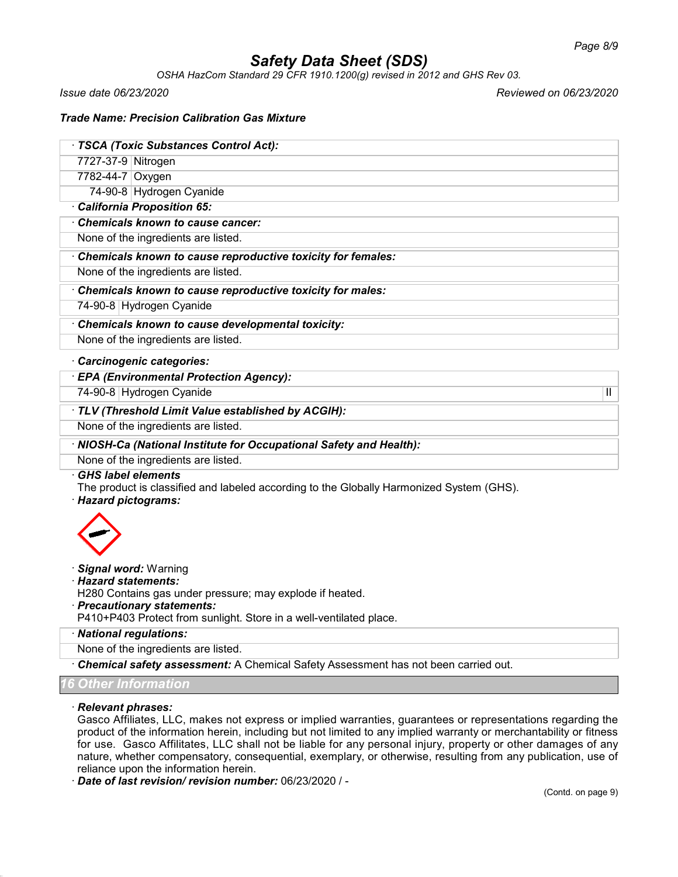# Safety Data Sheet (SDS)

*OSHA HazCom Standard 29 CFR 1910.1200(g) revised in 2012 and GHS Rev 03.*

*Issue date 06/23/2020* *Reviewed on 06/23/2020*

***Trade Name: Precision Calibration Gas Mixture***

· ***TSCA (Toxic Substances Control Act):***

| | |
|---|---|
| 7727-37-9 | Nitrogen |
| 7782-44-7 | Oxygen |
| 74-90-8 | Hydrogen Cyanide |

· ***California Proposition 65:***

· ***Chemicals known to cause cancer:***

None of the ingredients are listed.

· ***Chemicals known to cause reproductive toxicity for females:***

None of the ingredients are listed.

· ***Chemicals known to cause reproductive toxicity for males:***

| | |
|---|---|
| 74-90-8 | Hydrogen Cyanide |

· ***Chemicals known to cause developmental toxicity:***

None of the ingredients are listed.

· ***Carcinogenic categories:***

· ***EPA (Environmental Protection Agency):***

| | | |
|---|---|---|
| 74-90-8 | Hydrogen Cyanide | II |

· ***TLV (Threshold Limit Value established by ACGIH):***

None of the ingredients are listed.

· ***NIOSH-Ca (National Institute for Occupational Safety and Health):***

None of the ingredients are listed.

· ***GHS label elements***

The product is classified and labeled according to the Globally Harmonized System (GHS).

· ***Hazard pictograms:***

· ***Signal word:*** Warning

· ***Hazard statements:***

H280 Contains gas under pressure; may explode if heated.

· ***Precautionary statements:***

P410+P403 Protect from sunlight. Store in a well-ventilated place.

· ***National regulations:***

None of the ingredients are listed.

· ***Chemical safety assessment:*** A Chemical Safety Assessment has not been carried out.

## *16 Other Information*

· ***Relevant phrases:***

Gasco Affiliates, LLC, makes not express or implied warranties, guarantees or representations regarding the product of the information herein, including but not limited to any implied warranty or merchantability or fitness for use. Gasco Affilitates, LLC shall not be liable for any personal injury, property or other damages of any nature, whether compensatory, consequential, exemplary, or otherwise, resulting from any publication, use of reliance upon the information herein.

· ***Date of last revision/ revision number:*** 06/23/2020 / -

(Contd. on page 9)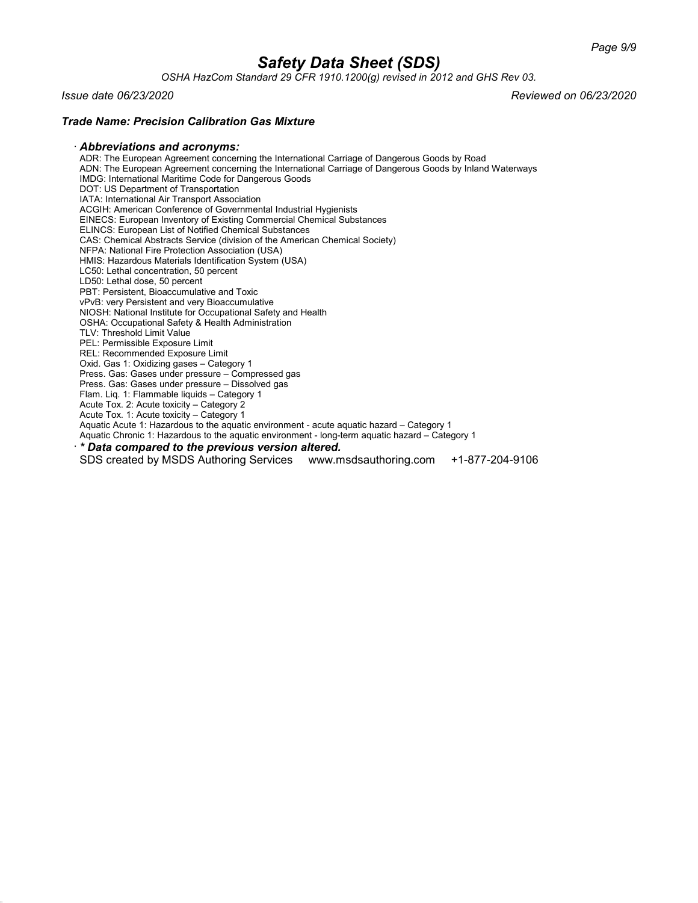# Safety Data Sheet (SDS)

*OSHA HazCom Standard 29 CFR 1910.1200(g) revised in 2012 and GHS Rev 03.*

*Issue date 06/23/2020* *Reviewed on 06/23/2020*

### *Trade Name: Precision Calibration Gas Mixture*

· ***Abbreviations and acronyms:***

ADR: The European Agreement concerning the International Carriage of Dangerous Goods by Road
ADN: The European Agreement concerning the International Carriage of Dangerous Goods by Inland Waterways
IMDG: International Maritime Code for Dangerous Goods
DOT: US Department of Transportation
IATA: International Air Transport Association
ACGIH: American Conference of Governmental Industrial Hygienists
EINECS: European Inventory of Existing Commercial Chemical Substances
ELINCS: European List of Notified Chemical Substances
CAS: Chemical Abstracts Service (division of the American Chemical Society)
NFPA: National Fire Protection Association (USA)
HMIS: Hazardous Materials Identification System (USA)
LC50: Lethal concentration, 50 percent
LD50: Lethal dose, 50 percent
PBT: Persistent, Bioaccumulative and Toxic
vPvB: very Persistent and very Bioaccumulative
NIOSH: National Institute for Occupational Safety and Health
OSHA: Occupational Safety & Health Administration
TLV: Threshold Limit Value
PEL: Permissible Exposure Limit
REL: Recommended Exposure Limit
Oxid. Gas 1: Oxidizing gases – Category 1
Press. Gas: Gases under pressure – Compressed gas
Press. Gas: Gases under pressure – Dissolved gas
Flam. Liq. 1: Flammable liquids – Category 1
Acute Tox. 2: Acute toxicity – Category 2
Acute Tox. 1: Acute toxicity – Category 1
Aquatic Acute 1: Hazardous to the aquatic environment - acute aquatic hazard – Category 1
Aquatic Chronic 1: Hazardous to the aquatic environment - long-term aquatic hazard – Category 1

· ***\* Data compared to the previous version altered.***

SDS created by MSDS Authoring Services www.msdsauthoring.com +1-877-204-9106